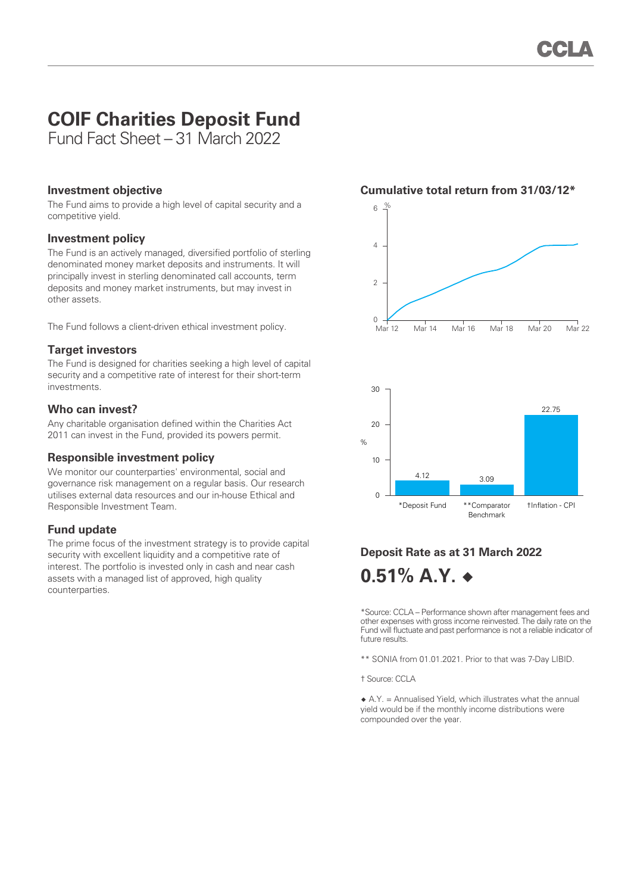# COIF Charities Deposit Fund

Fund Fact Sheet – 31 March 2022

## Investment objective

The Fund aims to provide a high level of capital security and a competitive yield.

## Investment policy

The Fund is an actively managed, diversified portfolio of sterling denominated money market deposits and instruments. It will principally invest in sterling denominated call accounts, term deposits and money market instruments, but may invest in other assets.

The Fund follows a client-driven ethical investment policy.

## Target investors

The Fund is designed for charities seeking a high level of capital security and a competitive rate of interest for their short-term investments.

## Who can invest?

Any charitable organisation defined within the Charities Act 2011 can invest in the Fund, provided its powers permit.

## Responsible investment policy

We monitor our counterparties' environmental, social and governance risk management on a regular basis. Our research utilises external data resources and our in-house Ethical and Responsible Investment Team.

## Fund update

The prime focus of the investment strategy is to provide capital security with excellent liquidity and a competitive rate of interest. The portfolio is invested only in cash and near cash assets with a managed list of approved, high quality counterparties.

## Cumulative total return from 31/03/12*

| | % |
|---|---|
| *Deposit Fund | 4.12 |
| **Comparator Benchmark | 3.09 |
| †Inflation - CPI | 22.75 |

## Deposit Rate as at 31 March 2022

**0.51% A.Y. ◆**

*Source: CCLA – Performance shown after management fees and other expenses with gross income reinvested. The daily rate on the Fund will fluctuate and past performance is not a reliable indicator of future results.

** SONIA from 01.01.2021. Prior to that was 7-Day LIBID.

† Source: CCLA

◆ A.Y. = Annualised Yield, which illustrates what the annual yield would be if the monthly income distributions were compounded over the year.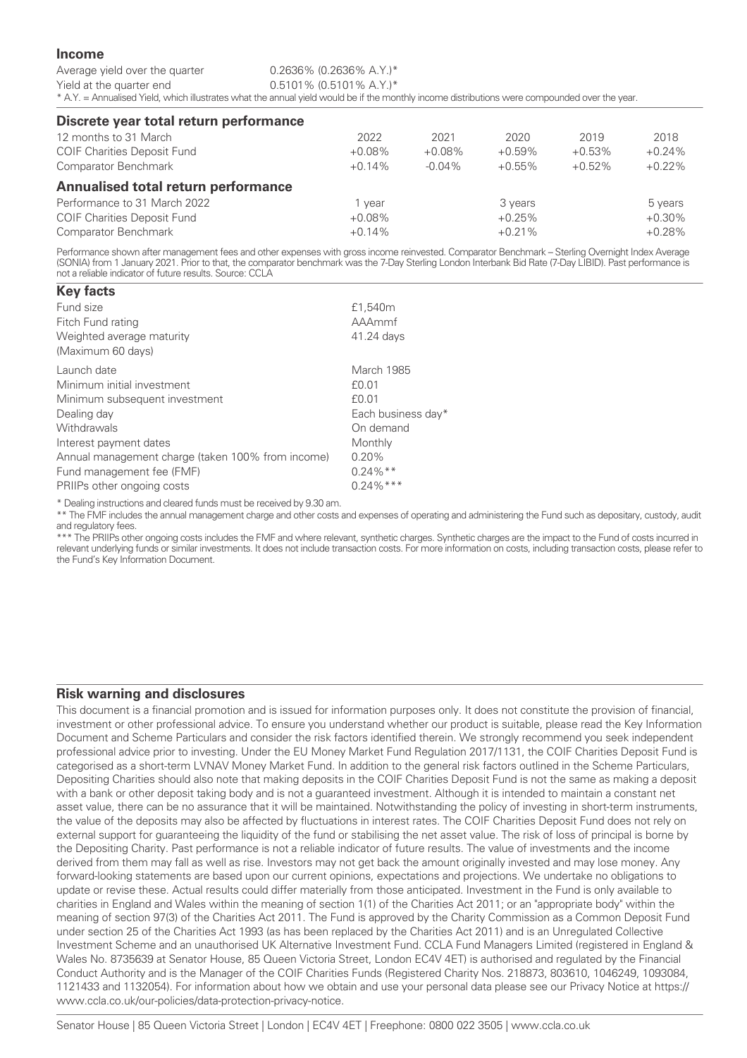## Income

| | |
|---|---|
| Average yield over the quarter | 0.2636% (0.2636% A.Y.)* |
| Yield at the quarter end | 0.5101% (0.5101% A.Y.)* |

* A.Y. = Annualised Yield, which illustrates what the annual yield would be if the monthly income distributions were compounded over the year.

## Discrete year total return performance

| 12 months to 31 March | 2022 | 2021 | 2020 | 2019 | 2018 |
|---|---|---|---|---|---|
| COIF Charities Deposit Fund | +0.08% | +0.08% | +0.59% | +0.53% | +0.24% |
| Comparator Benchmark | +0.14% | -0.04% | +0.55% | +0.52% | +0.22% |

## Annualised total return performance

| Performance to 31 March 2022 | 1 year | 3 years | 5 years |
|---|---|---|---|
| COIF Charities Deposit Fund | +0.08% | +0.25% | +0.30% |
| Comparator Benchmark | +0.14% | +0.21% | +0.28% |

Performance shown after management fees and other expenses with gross income reinvested. Comparator Benchmark – Sterling Overnight Index Average (SONIA) from 1 January 2021. Prior to that, the comparator benchmark was the 7-Day Sterling London Interbank Bid Rate (7-Day LIBID). Past performance is not a reliable indicator of future results. Source: CCLA

## Key facts

| | |
|---|---|
| Fund size | £1,540m |
| Fitch Fund rating | AAAmmf |
| Weighted average maturity (Maximum 60 days) | 41.24 days |
| Launch date | March 1985 |
| Minimum initial investment | £0.01 |
| Minimum subsequent investment | £0.01 |
| Dealing day | Each business day* |
| Withdrawals | On demand |
| Interest payment dates | Monthly |
| Annual management charge (taken 100% from income) | 0.20% |
| Fund management fee (FMF) | 0.24%** |
| PRIIPs other ongoing costs | 0.24%*** |

* Dealing instructions and cleared funds must be received by 9.30 am.

** The FMF includes the annual management charge and other costs and expenses of operating and administering the Fund such as depositary, custody, audit and regulatory fees.

*** The PRIIPs other ongoing costs includes the FMF and where relevant, synthetic charges. Synthetic charges are the impact to the Fund of costs incurred in relevant underlying funds or similar investments. It does not include transaction costs. For more information on costs, including transaction costs, please refer to the Fund's Key Information Document.

## Risk warning and disclosures

This document is a financial promotion and is issued for information purposes only. It does not constitute the provision of financial, investment or other professional advice. To ensure you understand whether our product is suitable, please read the Key Information Document and Scheme Particulars and consider the risk factors identified therein. We strongly recommend you seek independent professional advice prior to investing. Under the EU Money Market Fund Regulation 2017/1131, the COIF Charities Deposit Fund is categorised as a short-term LVNAV Money Market Fund. In addition to the general risk factors outlined in the Scheme Particulars, Depositing Charities should also note that making deposits in the COIF Charities Deposit Fund is not the same as making a deposit with a bank or other deposit taking body and is not a guaranteed investment. Although it is intended to maintain a constant net asset value, there can be no assurance that it will be maintained. Notwithstanding the policy of investing in short-term instruments, the value of the deposits may also be affected by fluctuations in interest rates. The COIF Charities Deposit Fund does not rely on external support for guaranteeing the liquidity of the fund or stabilising the net asset value. The risk of loss of principal is borne by the Depositing Charity. Past performance is not a reliable indicator of future results. The value of investments and the income derived from them may fall as well as rise. Investors may not get back the amount originally invested and may lose money. Any forward-looking statements are based upon our current opinions, expectations and projections. We undertake no obligations to update or revise these. Actual results could differ materially from those anticipated. Investment in the Fund is only available to charities in England and Wales within the meaning of section 1(1) of the Charities Act 2011; or an "appropriate body" within the meaning of section 97(3) of the Charities Act 2011. The Fund is approved by the Charity Commission as a Common Deposit Fund under section 25 of the Charities Act 1993 (as has been replaced by the Charities Act 2011) and is an Unregulated Collective Investment Scheme and an unauthorised UK Alternative Investment Fund. CCLA Fund Managers Limited (registered in England & Wales No. 8735639 at Senator House, 85 Queen Victoria Street, London EC4V 4ET) is authorised and regulated by the Financial Conduct Authority and is the Manager of the COIF Charities Funds (Registered Charity Nos. 218873, 803610, 1046249, 1093084, 1121433 and 1132054). For information about how we obtain and use your personal data please see our Privacy Notice at https://www.ccla.co.uk/our-policies/data-protection-privacy-notice.

Senator House | 85 Queen Victoria Street | London | EC4V 4ET | Freephone: 0800 022 3505 | www.ccla.co.uk